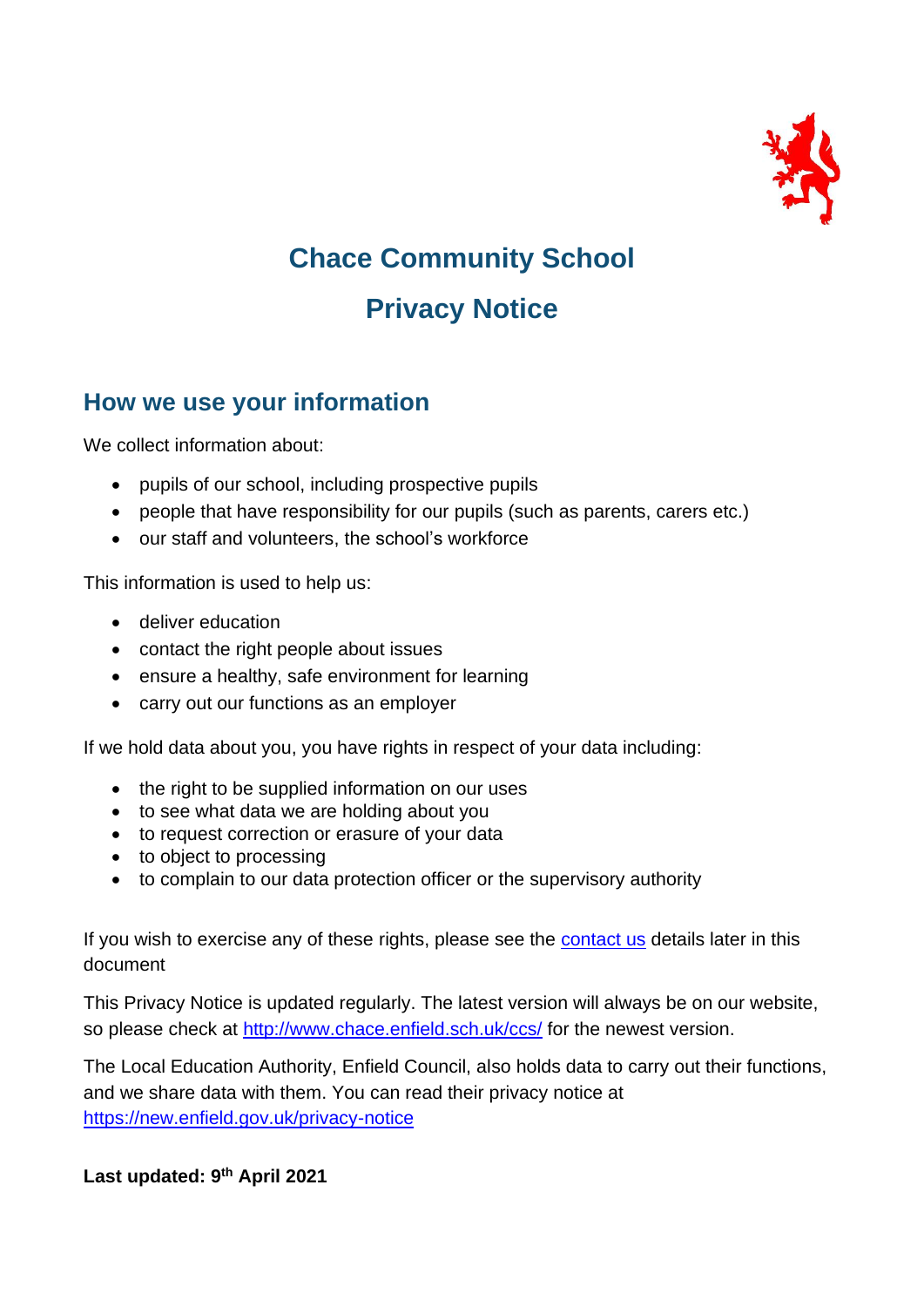# Chace Community School

# Privacy Notice

## How we use your information

We collect information about:

- pupils of our school, including prospective pupils
- people that have responsibility for our pupils (such as parents, carers etc.)
- our staff and volunteers, the school's workforce

This information is used to help us:

- deliver education
- contact the right people about issues
- ensure a healthy, safe environment for learning
- carry out our functions as an employer

If we hold data about you, you have rights in respect of your data including:

- the right to be supplied information on our uses
- to see what data we are holding about you
- to request correction or erasure of your data
- to object to processing
- to complain to our data protection officer or the supervisory authority

If you wish to exercise any of these rights, please see the contact us details later in this document

This Privacy Notice is updated regularly. The latest version will always be on our website, so please check at http://www.chace.enfield.sch.uk/ccs/ for the newest version.

The Local Education Authority, Enfield Council, also holds data to carry out their functions, and we share data with them. You can read their privacy notice at https://new.enfield.gov.uk/privacy-notice

**Last updated: 9th April 2021**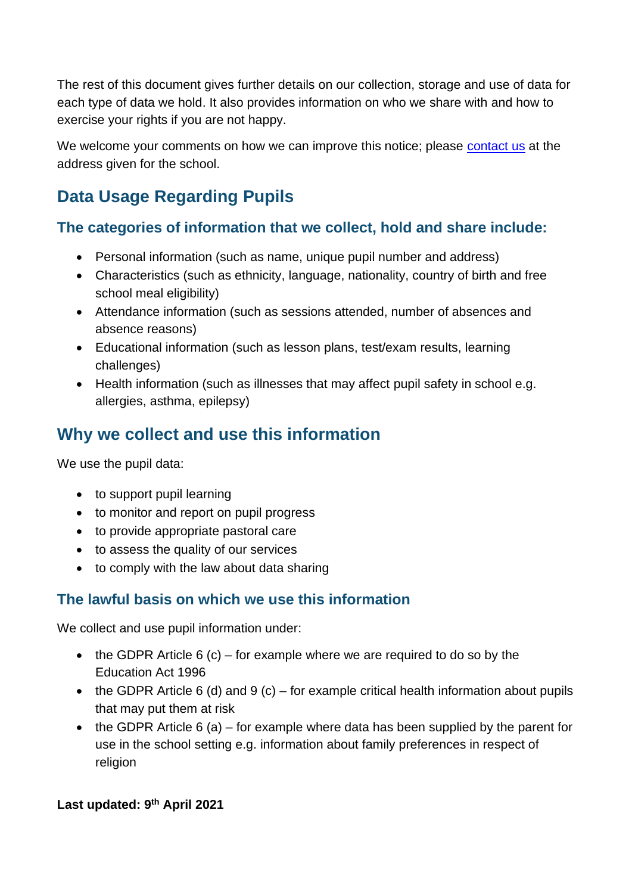The rest of this document gives further details on our collection, storage and use of data for each type of data we hold. It also provides information on who we share with and how to exercise your rights if you are not happy.

We welcome your comments on how we can improve this notice; please contact us at the address given for the school.

## Data Usage Regarding Pupils

### The categories of information that we collect, hold and share include:

- Personal information (such as name, unique pupil number and address)
- Characteristics (such as ethnicity, language, nationality, country of birth and free school meal eligibility)
- Attendance information (such as sessions attended, number of absences and absence reasons)
- Educational information (such as lesson plans, test/exam results, learning challenges)
- Health information (such as illnesses that may affect pupil safety in school e.g. allergies, asthma, epilepsy)

## Why we collect and use this information

We use the pupil data:

- to support pupil learning
- to monitor and report on pupil progress
- to provide appropriate pastoral care
- to assess the quality of our services
- to comply with the law about data sharing

### The lawful basis on which we use this information

We collect and use pupil information under:

- the GDPR Article 6 (c) – for example where we are required to do so by the Education Act 1996
- the GDPR Article 6 (d) and 9 (c) – for example critical health information about pupils that may put them at risk
- the GDPR Article 6 (a) – for example where data has been supplied by the parent for use in the school setting e.g. information about family preferences in respect of religion

**Last updated: 9th April 2021**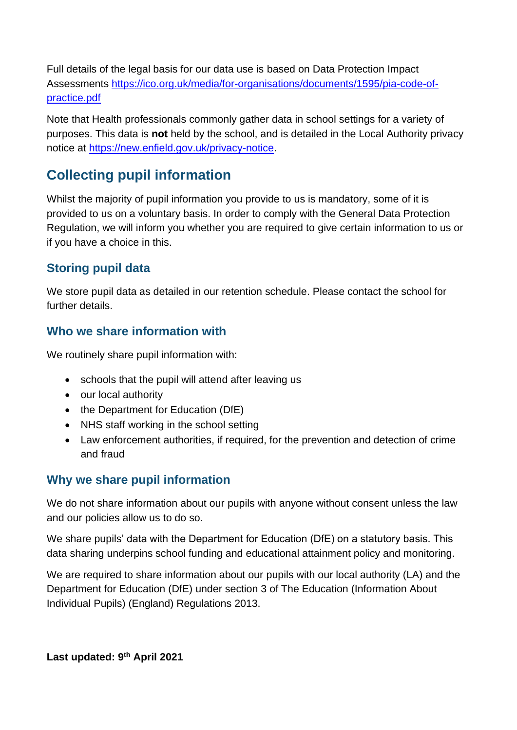Full details of the legal basis for our data use is based on Data Protection Impact Assessments [https://ico.org.uk/media/for-organisations/documents/1595/pia-code-of-practice.pdf](https://ico.org.uk/media/for-organisations/documents/1595/pia-code-of-practice.pdf)

Note that Health professionals commonly gather data in school settings for a variety of purposes. This data is **not** held by the school, and is detailed in the Local Authority privacy notice at [https://new.enfield.gov.uk/privacy-notice](https://new.enfield.gov.uk/privacy-notice).

## Collecting pupil information

Whilst the majority of pupil information you provide to us is mandatory, some of it is provided to us on a voluntary basis. In order to comply with the General Data Protection Regulation, we will inform you whether you are required to give certain information to us or if you have a choice in this.

### Storing pupil data

We store pupil data as detailed in our retention schedule. Please contact the school for further details.

### Who we share information with

We routinely share pupil information with:

- schools that the pupil will attend after leaving us
- our local authority
- the Department for Education (DfE)
- NHS staff working in the school setting
- Law enforcement authorities, if required, for the prevention and detection of crime and fraud

### Why we share pupil information

We do not share information about our pupils with anyone without consent unless the law and our policies allow us to do so.

We share pupils' data with the Department for Education (DfE) on a statutory basis. This data sharing underpins school funding and educational attainment policy and monitoring.

We are required to share information about our pupils with our local authority (LA) and the Department for Education (DfE) under section 3 of The Education (Information About Individual Pupils) (England) Regulations 2013.

**Last updated: 9th April 2021**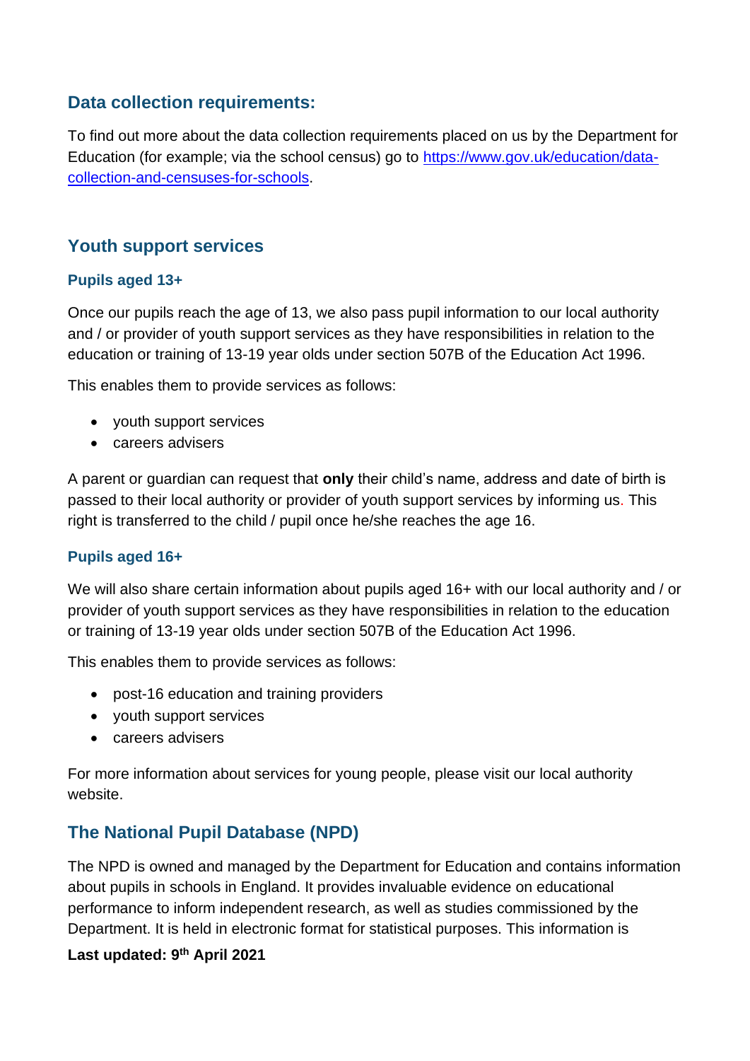## Data collection requirements:

To find out more about the data collection requirements placed on us by the Department for Education (for example; via the school census) go to [https://www.gov.uk/education/data-collection-and-censuses-for-schools](https://www.gov.uk/education/data-collection-and-censuses-for-schools).

## Youth support services

### Pupils aged 13+

Once our pupils reach the age of 13, we also pass pupil information to our local authority and / or provider of youth support services as they have responsibilities in relation to the education or training of 13-19 year olds under section 507B of the Education Act 1996.

This enables them to provide services as follows:

- youth support services
- careers advisers

A parent or guardian can request that **only** their child's name, address and date of birth is passed to their local authority or provider of youth support services by informing us. This right is transferred to the child / pupil once he/she reaches the age 16.

### Pupils aged 16+

We will also share certain information about pupils aged 16+ with our local authority and / or provider of youth support services as they have responsibilities in relation to the education or training of 13-19 year olds under section 507B of the Education Act 1996.

This enables them to provide services as follows:

- post-16 education and training providers
- youth support services
- careers advisers

For more information about services for young people, please visit our local authority website.

## The National Pupil Database (NPD)

The NPD is owned and managed by the Department for Education and contains information about pupils in schools in England. It provides invaluable evidence on educational performance to inform independent research, as well as studies commissioned by the Department. It is held in electronic format for statistical purposes. This information is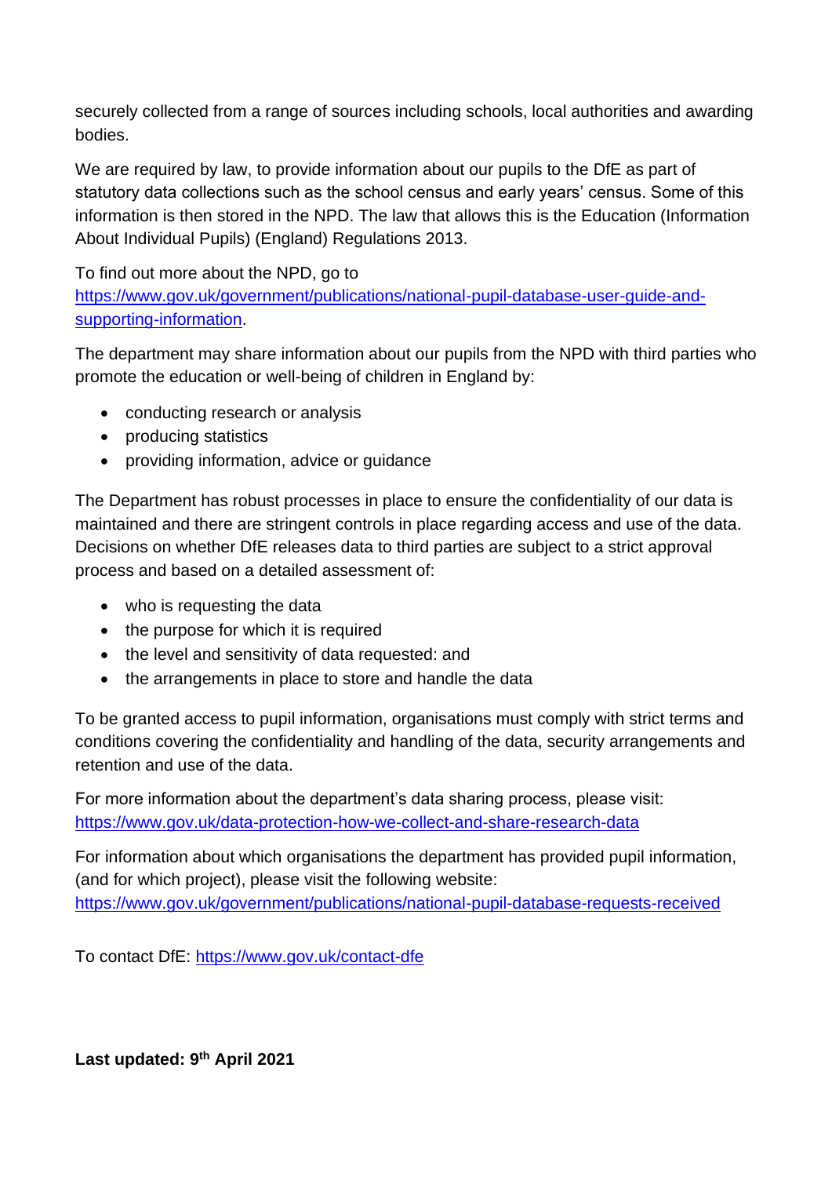securely collected from a range of sources including schools, local authorities and awarding bodies.

We are required by law, to provide information about our pupils to the DfE as part of statutory data collections such as the school census and early years' census. Some of this information is then stored in the NPD. The law that allows this is the Education (Information About Individual Pupils) (England) Regulations 2013.

To find out more about the NPD, go to [https://www.gov.uk/government/publications/national-pupil-database-user-guide-and-supporting-information](https://www.gov.uk/government/publications/national-pupil-database-user-guide-and-supporting-information).

The department may share information about our pupils from the NPD with third parties who promote the education or well-being of children in England by:

- conducting research or analysis
- producing statistics
- providing information, advice or guidance

The Department has robust processes in place to ensure the confidentiality of our data is maintained and there are stringent controls in place regarding access and use of the data. Decisions on whether DfE releases data to third parties are subject to a strict approval process and based on a detailed assessment of:

- who is requesting the data
- the purpose for which it is required
- the level and sensitivity of data requested: and
- the arrangements in place to store and handle the data

To be granted access to pupil information, organisations must comply with strict terms and conditions covering the confidentiality and handling of the data, security arrangements and retention and use of the data.

For more information about the department's data sharing process, please visit: [https://www.gov.uk/data-protection-how-we-collect-and-share-research-data](https://www.gov.uk/data-protection-how-we-collect-and-share-research-data)

For information about which organisations the department has provided pupil information, (and for which project), please visit the following website: [https://www.gov.uk/government/publications/national-pupil-database-requests-received](https://www.gov.uk/government/publications/national-pupil-database-requests-received)

To contact DfE: [https://www.gov.uk/contact-dfe](https://www.gov.uk/contact-dfe)

**Last updated: 9th April 2021**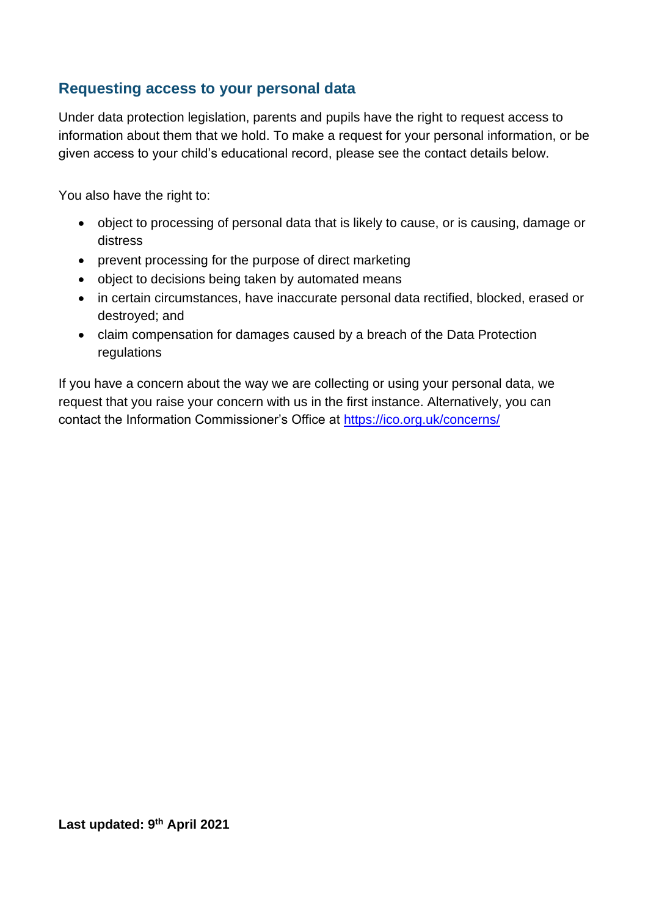## Requesting access to your personal data

Under data protection legislation, parents and pupils have the right to request access to information about them that we hold. To make a request for your personal information, or be given access to your child's educational record, please see the contact details below.

You also have the right to:

- object to processing of personal data that is likely to cause, or is causing, damage or distress
- prevent processing for the purpose of direct marketing
- object to decisions being taken by automated means
- in certain circumstances, have inaccurate personal data rectified, blocked, erased or destroyed; and
- claim compensation for damages caused by a breach of the Data Protection regulations

If you have a concern about the way we are collecting or using your personal data, we request that you raise your concern with us in the first instance. Alternatively, you can contact the Information Commissioner's Office at [https://ico.org.uk/concerns/](https://ico.org.uk/concerns/)

**Last updated: 9th April 2021**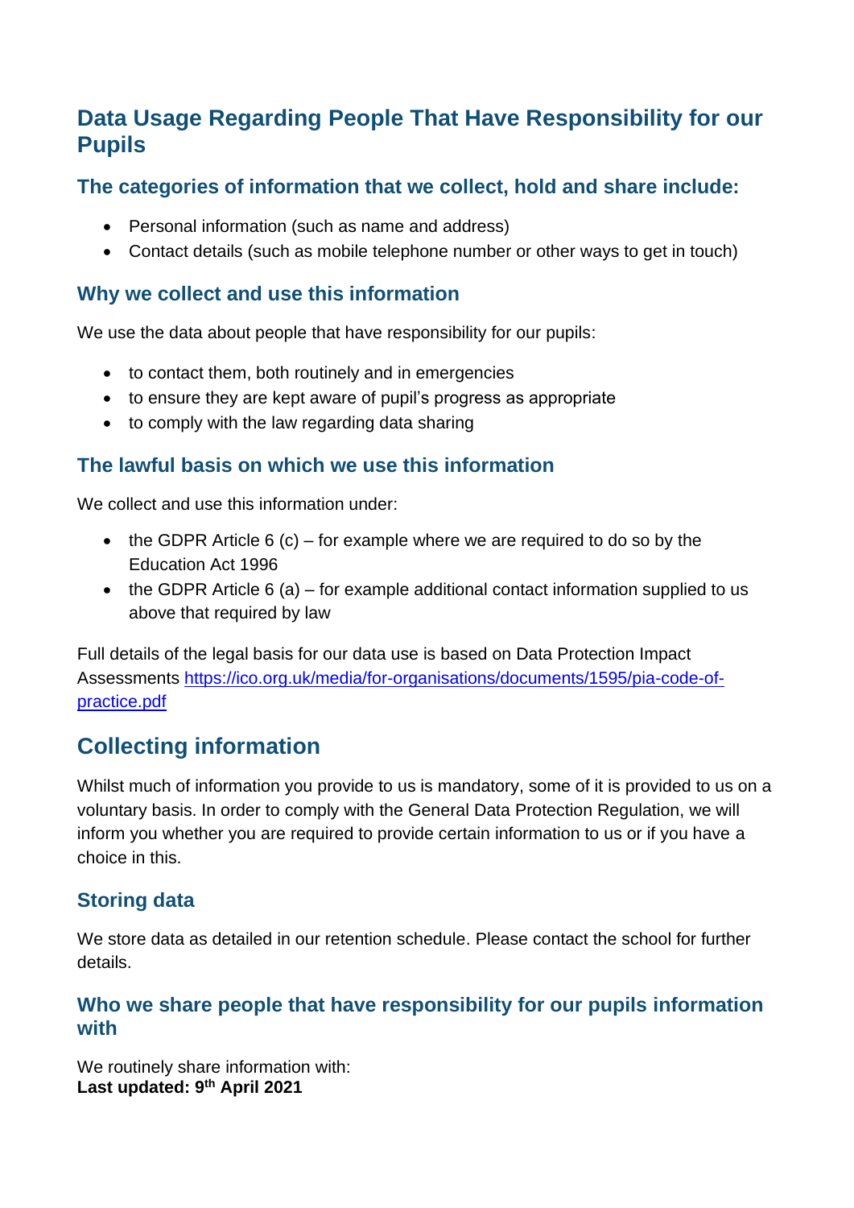## Data Usage Regarding People That Have Responsibility for our Pupils

### The categories of information that we collect, hold and share include:

- Personal information (such as name and address)
- Contact details (such as mobile telephone number or other ways to get in touch)

### Why we collect and use this information

We use the data about people that have responsibility for our pupils:

- to contact them, both routinely and in emergencies
- to ensure they are kept aware of pupil's progress as appropriate
- to comply with the law regarding data sharing

### The lawful basis on which we use this information

We collect and use this information under:

- the GDPR Article 6 (c) – for example where we are required to do so by the Education Act 1996
- the GDPR Article 6 (a) – for example additional contact information supplied to us above that required by law

Full details of the legal basis for our data use is based on Data Protection Impact Assessments [https://ico.org.uk/media/for-organisations/documents/1595/pia-code-of-practice.pdf](https://ico.org.uk/media/for-organisations/documents/1595/pia-code-of-practice.pdf)

## Collecting information

Whilst much of information you provide to us is mandatory, some of it is provided to us on a voluntary basis. In order to comply with the General Data Protection Regulation, we will inform you whether you are required to provide certain information to us or if you have a choice in this.

### Storing data

We store data as detailed in our retention schedule. Please contact the school for further details.

### Who we share people that have responsibility for our pupils information with

We routinely share information with:

**Last updated: 9th April 2021**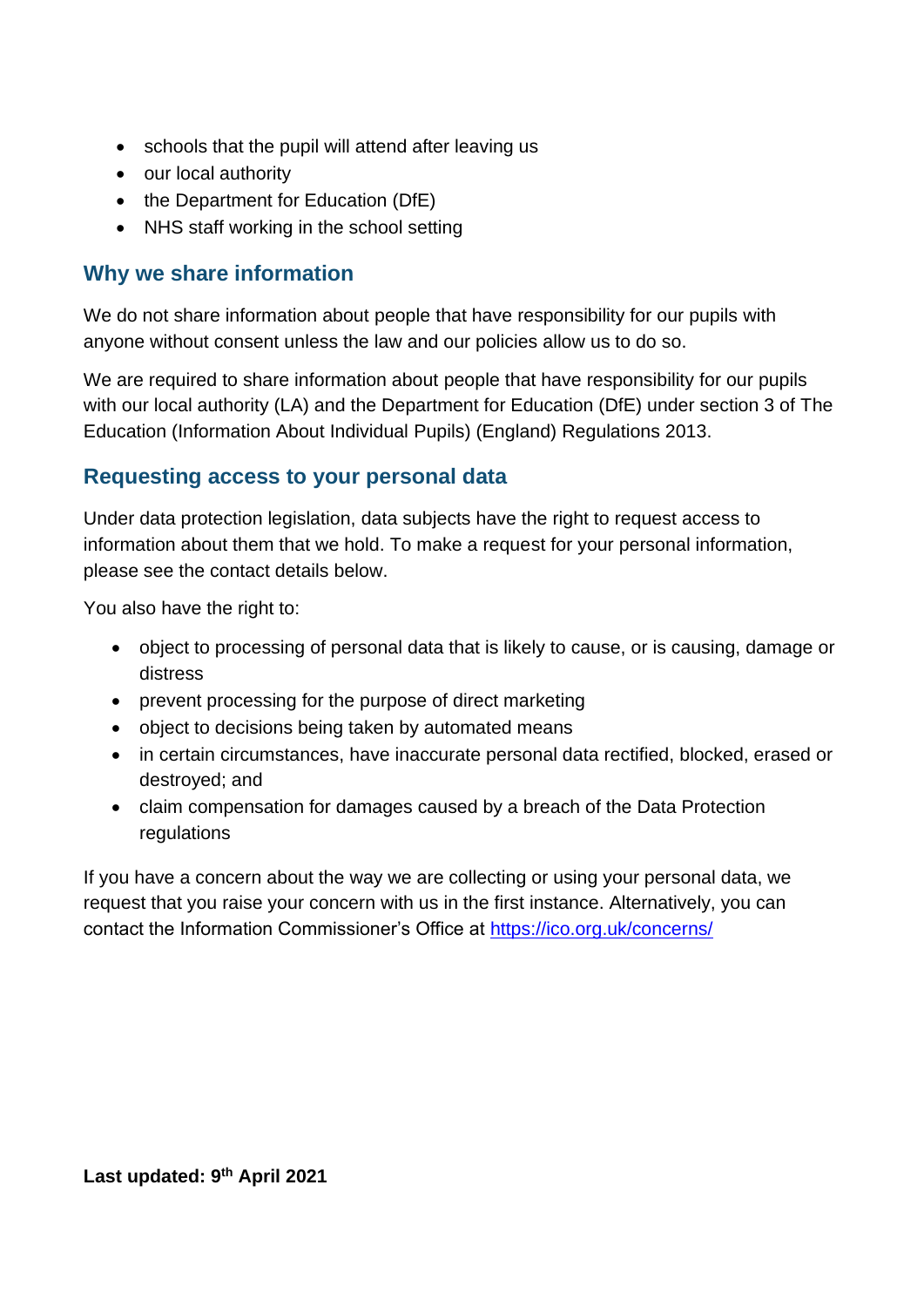- schools that the pupil will attend after leaving us
- our local authority
- the Department for Education (DfE)
- NHS staff working in the school setting

## Why we share information

We do not share information about people that have responsibility for our pupils with anyone without consent unless the law and our policies allow us to do so.

We are required to share information about people that have responsibility for our pupils with our local authority (LA) and the Department for Education (DfE) under section 3 of The Education (Information About Individual Pupils) (England) Regulations 2013.

## Requesting access to your personal data

Under data protection legislation, data subjects have the right to request access to information about them that we hold. To make a request for your personal information, please see the contact details below.

You also have the right to:

- object to processing of personal data that is likely to cause, or is causing, damage or distress
- prevent processing for the purpose of direct marketing
- object to decisions being taken by automated means
- in certain circumstances, have inaccurate personal data rectified, blocked, erased or destroyed; and
- claim compensation for damages caused by a breach of the Data Protection regulations

If you have a concern about the way we are collecting or using your personal data, we request that you raise your concern with us in the first instance. Alternatively, you can contact the Information Commissioner's Office at https://ico.org.uk/concerns/

**Last updated: 9th April 2021**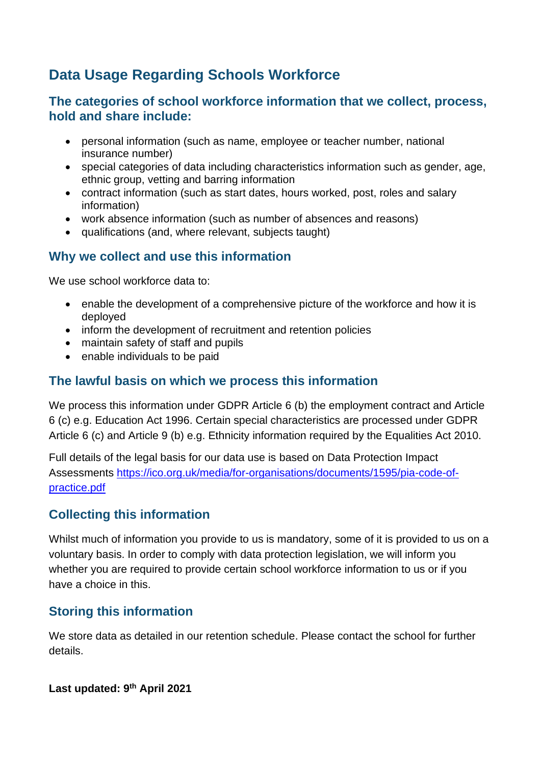## Data Usage Regarding Schools Workforce

### The categories of school workforce information that we collect, process, hold and share include:

- personal information (such as name, employee or teacher number, national insurance number)
- special categories of data including characteristics information such as gender, age, ethnic group, vetting and barring information
- contract information (such as start dates, hours worked, post, roles and salary information)
- work absence information (such as number of absences and reasons)
- qualifications (and, where relevant, subjects taught)

### Why we collect and use this information

We use school workforce data to:

- enable the development of a comprehensive picture of the workforce and how it is deployed
- inform the development of recruitment and retention policies
- maintain safety of staff and pupils
- enable individuals to be paid

### The lawful basis on which we process this information

We process this information under GDPR Article 6 (b) the employment contract and Article 6 (c) e.g. Education Act 1996. Certain special characteristics are processed under GDPR Article 6 (c) and Article 9 (b) e.g. Ethnicity information required by the Equalities Act 2010.

Full details of the legal basis for our data use is based on Data Protection Impact Assessments [https://ico.org.uk/media/for-organisations/documents/1595/pia-code-of-practice.pdf](https://ico.org.uk/media/for-organisations/documents/1595/pia-code-of-practice.pdf)

### Collecting this information

Whilst much of information you provide to us is mandatory, some of it is provided to us on a voluntary basis. In order to comply with data protection legislation, we will inform you whether you are required to provide certain school workforce information to us or if you have a choice in this.

### Storing this information

We store data as detailed in our retention schedule. Please contact the school for further details.

**Last updated: 9th April 2021**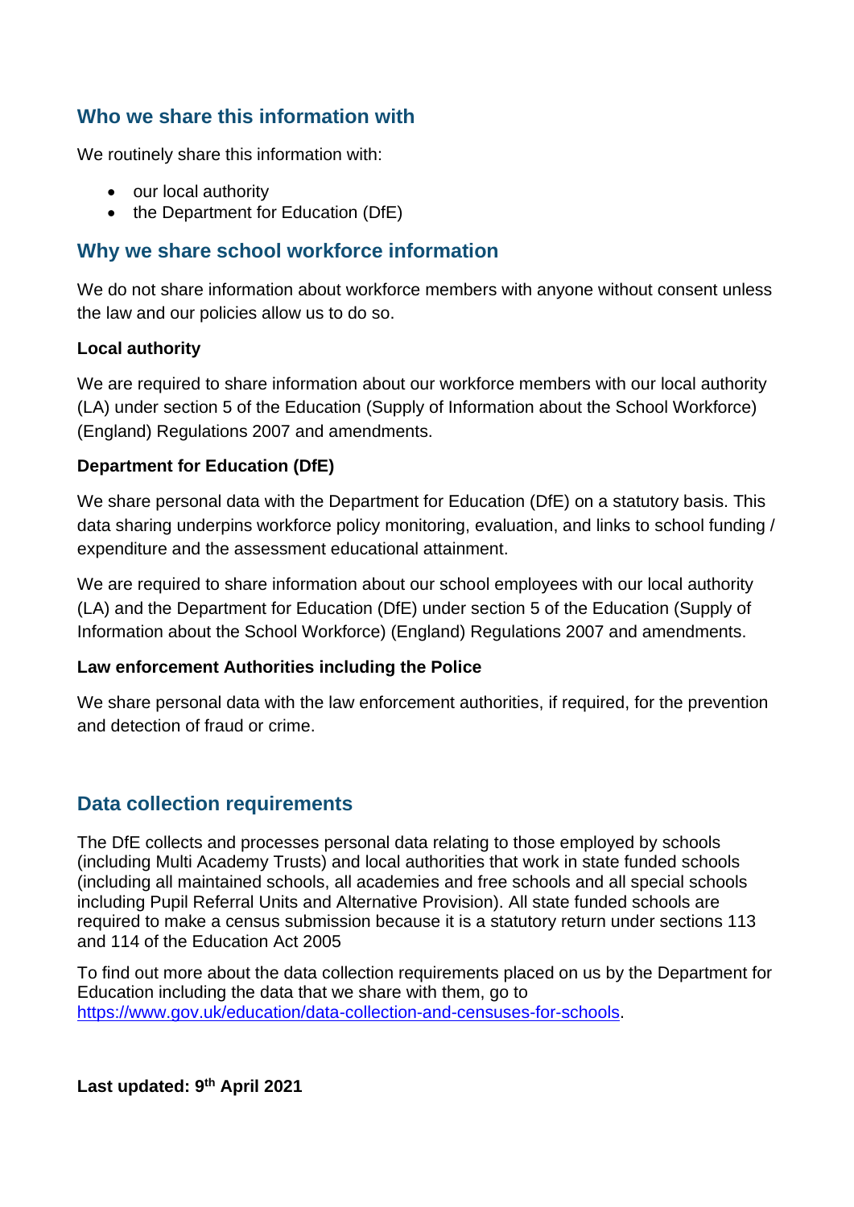## Who we share this information with

We routinely share this information with:

- our local authority
- the Department for Education (DfE)

## Why we share school workforce information

We do not share information about workforce members with anyone without consent unless the law and our policies allow us to do so.

**Local authority**

We are required to share information about our workforce members with our local authority (LA) under section 5 of the Education (Supply of Information about the School Workforce) (England) Regulations 2007 and amendments.

**Department for Education (DfE)**

We share personal data with the Department for Education (DfE) on a statutory basis. This data sharing underpins workforce policy monitoring, evaluation, and links to school funding / expenditure and the assessment educational attainment.

We are required to share information about our school employees with our local authority (LA) and the Department for Education (DfE) under section 5 of the Education (Supply of Information about the School Workforce) (England) Regulations 2007 and amendments.

**Law enforcement Authorities including the Police**

We share personal data with the law enforcement authorities, if required, for the prevention and detection of fraud or crime.

## Data collection requirements

The DfE collects and processes personal data relating to those employed by schools (including Multi Academy Trusts) and local authorities that work in state funded schools (including all maintained schools, all academies and free schools and all special schools including Pupil Referral Units and Alternative Provision). All state funded schools are required to make a census submission because it is a statutory return under sections 113 and 114 of the Education Act 2005

To find out more about the data collection requirements placed on us by the Department for Education including the data that we share with them, go to [https://www.gov.uk/education/data-collection-and-censuses-for-schools](https://www.gov.uk/education/data-collection-and-censuses-for-schools).

**Last updated: 9th April 2021**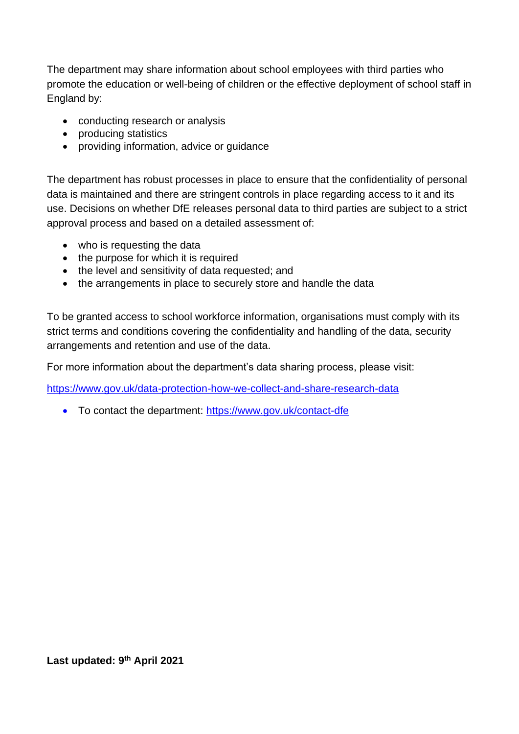The department may share information about school employees with third parties who promote the education or well-being of children or the effective deployment of school staff in England by:

- conducting research or analysis
- producing statistics
- providing information, advice or guidance

The department has robust processes in place to ensure that the confidentiality of personal data is maintained and there are stringent controls in place regarding access to it and its use. Decisions on whether DfE releases personal data to third parties are subject to a strict approval process and based on a detailed assessment of:

- who is requesting the data
- the purpose for which it is required
- the level and sensitivity of data requested; and
- the arrangements in place to securely store and handle the data

To be granted access to school workforce information, organisations must comply with its strict terms and conditions covering the confidentiality and handling of the data, security arrangements and retention and use of the data.

For more information about the department's data sharing process, please visit:

https://www.gov.uk/data-protection-how-we-collect-and-share-research-data

- To contact the department: https://www.gov.uk/contact-dfe

**Last updated: 9th April 2021**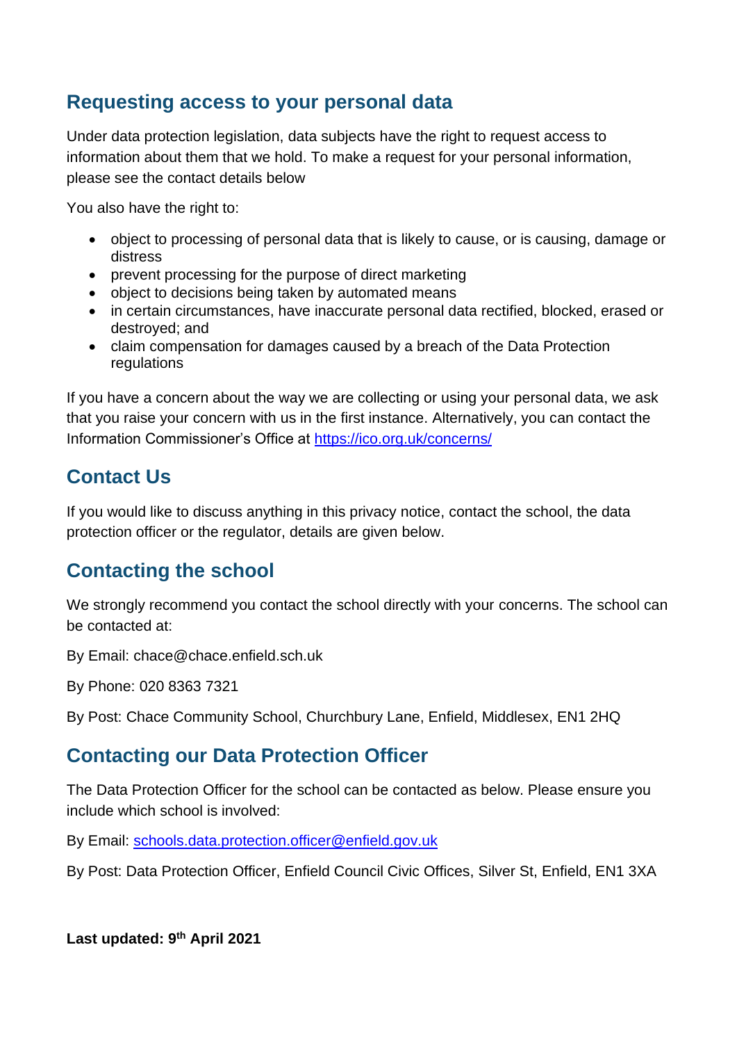## Requesting access to your personal data

Under data protection legislation, data subjects have the right to request access to information about them that we hold. To make a request for your personal information, please see the contact details below

You also have the right to:

- object to processing of personal data that is likely to cause, or is causing, damage or distress
- prevent processing for the purpose of direct marketing
- object to decisions being taken by automated means
- in certain circumstances, have inaccurate personal data rectified, blocked, erased or destroyed; and
- claim compensation for damages caused by a breach of the Data Protection regulations

If you have a concern about the way we are collecting or using your personal data, we ask that you raise your concern with us in the first instance. Alternatively, you can contact the Information Commissioner's Office at https://ico.org.uk/concerns/

## Contact Us

If you would like to discuss anything in this privacy notice, contact the school, the data protection officer or the regulator, details are given below.

## Contacting the school

We strongly recommend you contact the school directly with your concerns. The school can be contacted at:

By Email: chace@chace.enfield.sch.uk

By Phone: 020 8363 7321

By Post: Chace Community School, Churchbury Lane, Enfield, Middlesex, EN1 2HQ

## Contacting our Data Protection Officer

The Data Protection Officer for the school can be contacted as below. Please ensure you include which school is involved:

By Email: schools.data.protection.officer@enfield.gov.uk

By Post: Data Protection Officer, Enfield Council Civic Offices, Silver St, Enfield, EN1 3XA

**Last updated: 9th April 2021**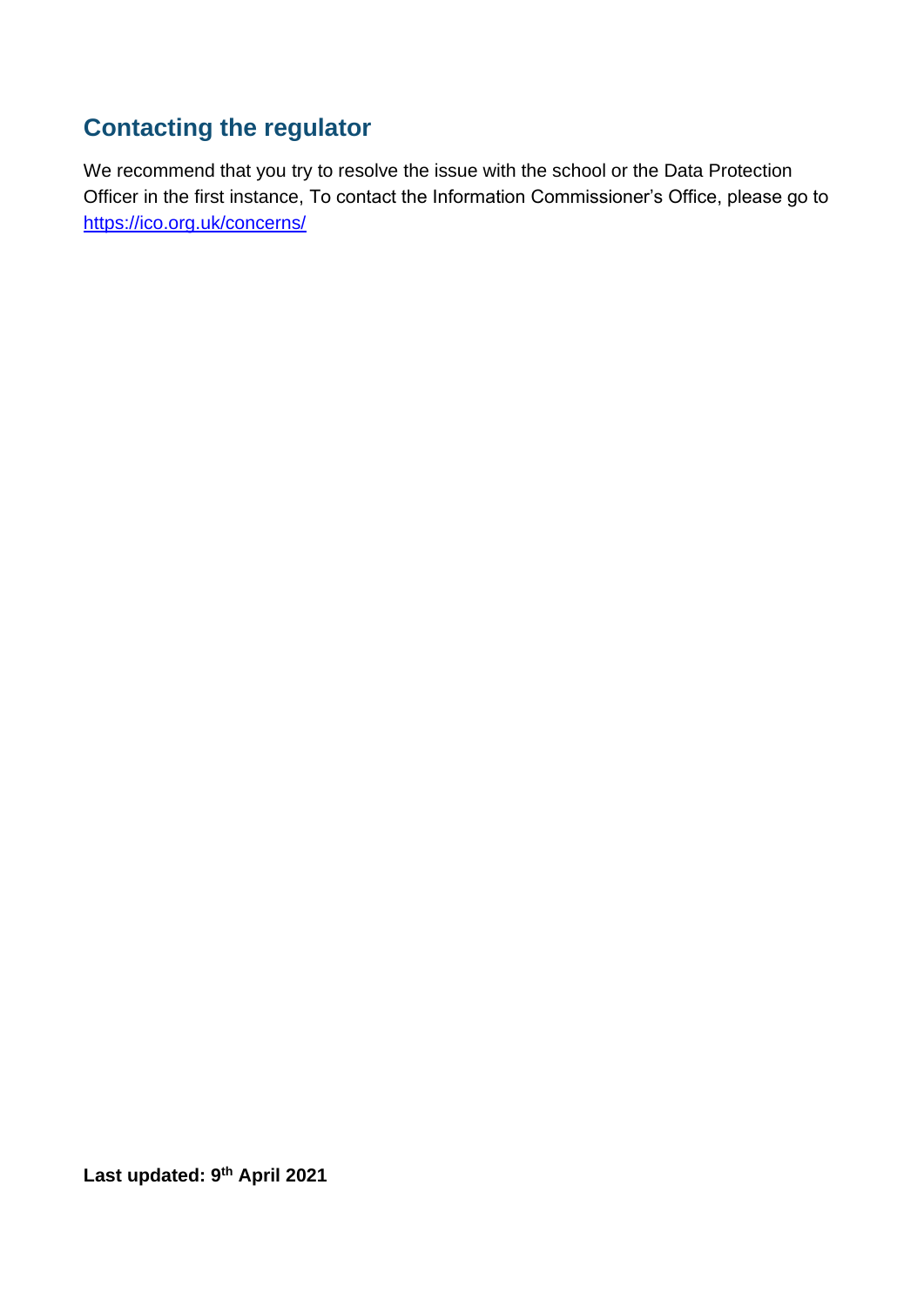## Contacting the regulator

We recommend that you try to resolve the issue with the school or the Data Protection Officer in the first instance, To contact the Information Commissioner's Office, please go to https://ico.org.uk/concerns/

**Last updated: 9th April 2021**